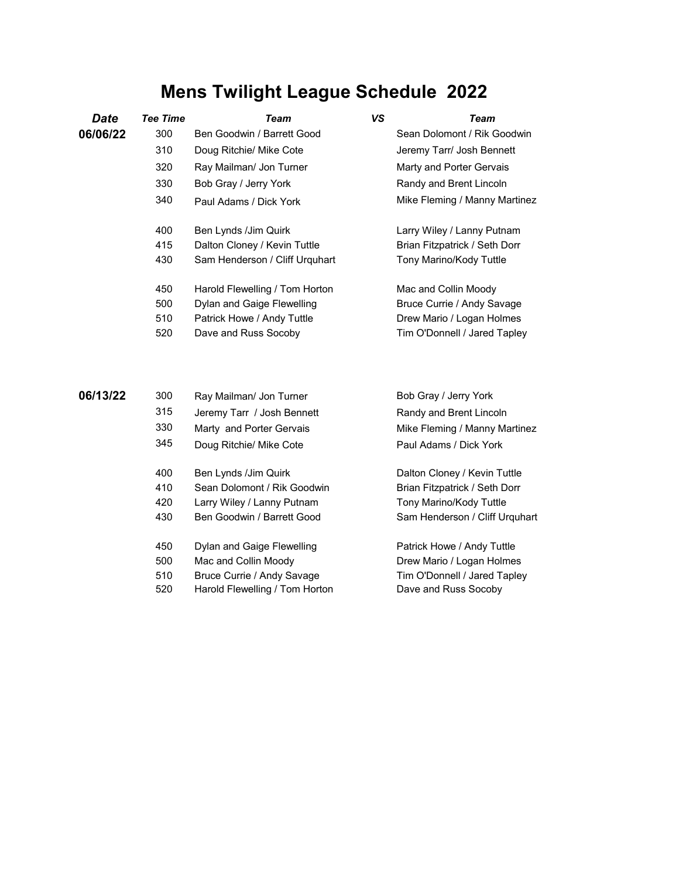# Mens Twilight League Schedule 2022

| Date | Tee Time | Team | VS | Team |
|---|---|---|---|---|
| 06/06/22 | 300 | Ben Goodwin / Barrett Good | | Sean Dolomont / Rik Goodwin |
| | 310 | Doug Ritchie/ Mike Cote | | Jeremy Tarr/ Josh Bennett |
| | 320 | Ray Mailman/ Jon Turner | | Marty and Porter Gervais |
| | 330 | Bob Gray / Jerry York | | Randy and Brent Lincoln |
| | 340 | Paul Adams / Dick York | | Mike Fleming / Manny Martinez |
| | 400 | Ben Lynds /Jim Quirk | | Larry Wiley / Lanny Putnam |
| | 415 | Dalton Cloney / Kevin Tuttle | | Brian Fitzpatrick / Seth Dorr |
| | 430 | Sam Henderson / Cliff Urquhart | | Tony Marino/Kody Tuttle |
| | 450 | Harold Flewelling / Tom Horton | | Mac and Collin Moody |
| | 500 | Dylan and Gaige Flewelling | | Bruce Currie / Andy Savage |
| | 510 | Patrick Howe / Andy Tuttle | | Drew Mario / Logan Holmes |
| | 520 | Dave and Russ Socoby | | Tim O'Donnell / Jared Tapley |
| 06/13/22 | 300 | Ray Mailman/ Jon Turner | | Bob Gray / Jerry York |
| | 315 | Jeremy Tarr / Josh Bennett | | Randy and Brent Lincoln |
| | 330 | Marty and Porter Gervais | | Mike Fleming / Manny Martinez |
| | 345 | Doug Ritchie/ Mike Cote | | Paul Adams / Dick York |
| | 400 | Ben Lynds /Jim Quirk | | Dalton Cloney / Kevin Tuttle |
| | 410 | Sean Dolomont / Rik Goodwin | | Brian Fitzpatrick / Seth Dorr |
| | 420 | Larry Wiley / Lanny Putnam | | Tony Marino/Kody Tuttle |
| | 430 | Ben Goodwin / Barrett Good | | Sam Henderson / Cliff Urquhart |
| | 450 | Dylan and Gaige Flewelling | | Patrick Howe / Andy Tuttle |
| | 500 | Mac and Collin Moody | | Drew Mario / Logan Holmes |
| | 510 | Bruce Currie / Andy Savage | | Tim O'Donnell / Jared Tapley |
| | 520 | Harold Flewelling / Tom Horton | | Dave and Russ Socoby |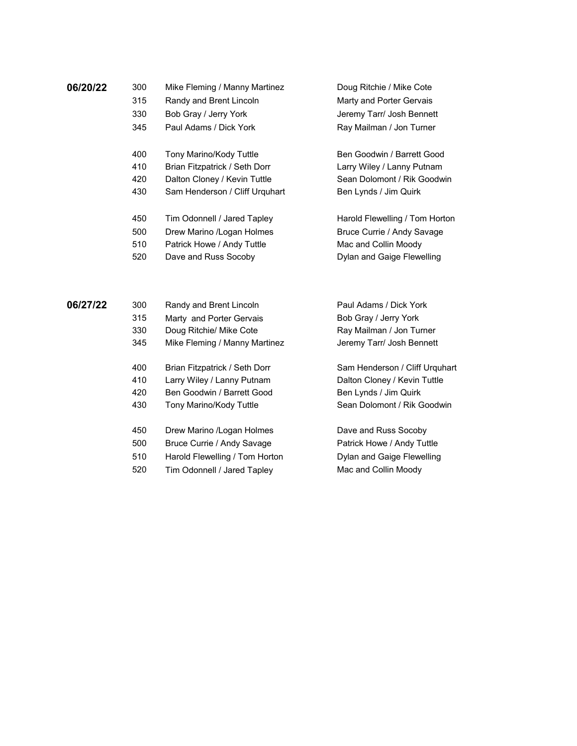| Date | Time | Team | Opponent |
| --- | --- | --- | --- |
| **06/20/22** | 300 | Mike Fleming / Manny Martinez | Doug Ritchie / Mike Cote |
| | 315 | Randy and Brent Lincoln | Marty and Porter Gervais |
| | 330 | Bob Gray / Jerry York | Jeremy Tarr/ Josh Bennett |
| | 345 | Paul Adams / Dick York | Ray Mailman / Jon Turner |
| | 400 | Tony Marino/Kody Tuttle | Ben Goodwin / Barrett Good |
| | 410 | Brian Fitzpatrick / Seth Dorr | Larry Wiley / Lanny Putnam |
| | 420 | Dalton Cloney / Kevin Tuttle | Sean Dolomont / Rik Goodwin |
| | 430 | Sam Henderson / Cliff Urquhart | Ben Lynds / Jim Quirk |
| | 450 | Tim Odonnell / Jared Tapley | Harold Flewelling / Tom Horton |
| | 500 | Drew Marino /Logan Holmes | Bruce Currie / Andy Savage |
| | 510 | Patrick Howe / Andy Tuttle | Mac and Collin Moody |
| | 520 | Dave and Russ Socoby | Dylan and Gaige Flewelling |
| **06/27/22** | 300 | Randy and Brent Lincoln | Paul Adams / Dick York |
| | 315 | Marty and Porter Gervais | Bob Gray / Jerry York |
| | 330 | Doug Ritchie/ Mike Cote | Ray Mailman / Jon Turner |
| | 345 | Mike Fleming / Manny Martinez | Jeremy Tarr/ Josh Bennett |
| | 400 | Brian Fitzpatrick / Seth Dorr | Sam Henderson / Cliff Urquhart |
| | 410 | Larry Wiley / Lanny Putnam | Dalton Cloney / Kevin Tuttle |
| | 420 | Ben Goodwin / Barrett Good | Ben Lynds / Jim Quirk |
| | 430 | Tony Marino/Kody Tuttle | Sean Dolomont / Rik Goodwin |
| | 450 | Drew Marino /Logan Holmes | Dave and Russ Socoby |
| | 500 | Bruce Currie / Andy Savage | Patrick Howe / Andy Tuttle |
| | 510 | Harold Flewelling / Tom Horton | Dylan and Gaige Flewelling |
| | 520 | Tim Odonnell / Jared Tapley | Mac and Collin Moody |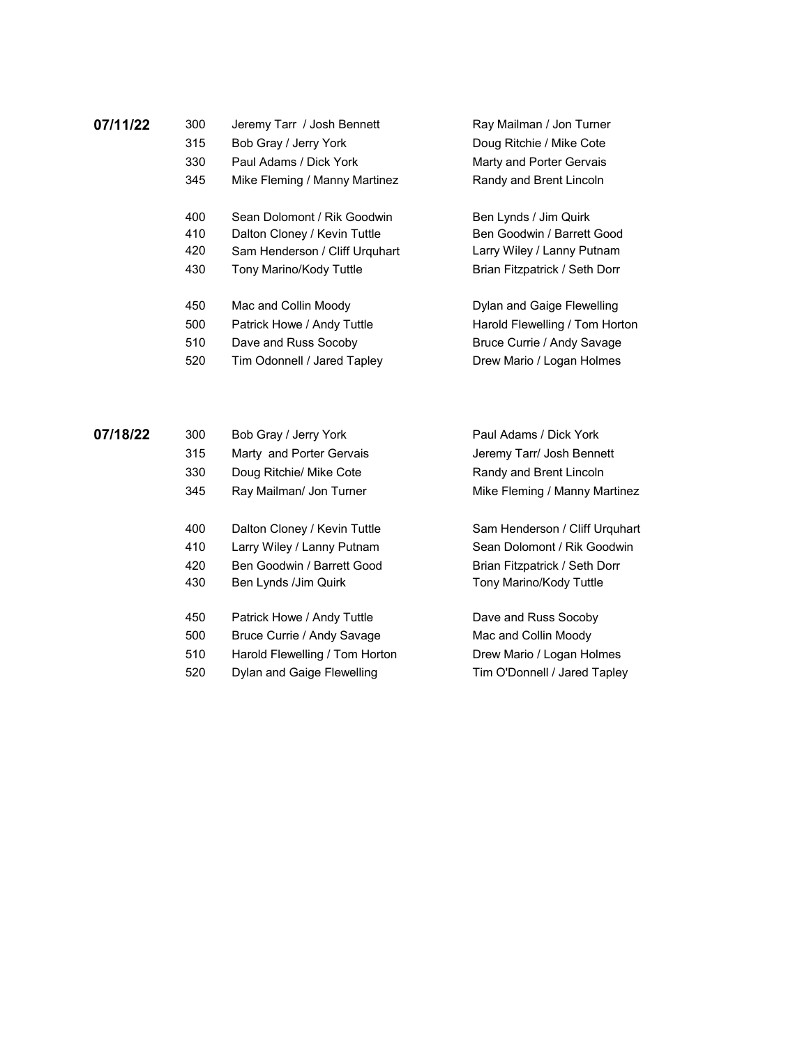| | | | |
|---|---|---|---|
| **07/11/22** | 300 | Jeremy Tarr / Josh Bennett | Ray Mailman / Jon Turner |
| | 315 | Bob Gray / Jerry York | Doug Ritchie / Mike Cote |
| | 330 | Paul Adams / Dick York | Marty and Porter Gervais |
| | 345 | Mike Fleming / Manny Martinez | Randy and Brent Lincoln |
| | | | |
| | 400 | Sean Dolomont / Rik Goodwin | Ben Lynds / Jim Quirk |
| | 410 | Dalton Cloney / Kevin Tuttle | Ben Goodwin / Barrett Good |
| | 420 | Sam Henderson / Cliff Urquhart | Larry Wiley / Lanny Putnam |
| | 430 | Tony Marino/Kody Tuttle | Brian Fitzpatrick / Seth Dorr |
| | | | |
| | 450 | Mac and Collin Moody | Dylan and Gaige Flewelling |
| | 500 | Patrick Howe / Andy Tuttle | Harold Flewelling / Tom Horton |
| | 510 | Dave and Russ Socoby | Bruce Currie / Andy Savage |
| | 520 | Tim Odonnell / Jared Tapley | Drew Mario / Logan Holmes |
| | | | |
| **07/18/22** | 300 | Bob Gray / Jerry York | Paul Adams / Dick York |
| | 315 | Marty and Porter Gervais | Jeremy Tarr/ Josh Bennett |
| | 330 | Doug Ritchie/ Mike Cote | Randy and Brent Lincoln |
| | 345 | Ray Mailman/ Jon Turner | Mike Fleming / Manny Martinez |
| | | | |
| | 400 | Dalton Cloney / Kevin Tuttle | Sam Henderson / Cliff Urquhart |
| | 410 | Larry Wiley / Lanny Putnam | Sean Dolomont / Rik Goodwin |
| | 420 | Ben Goodwin / Barrett Good | Brian Fitzpatrick / Seth Dorr |
| | 430 | Ben Lynds /Jim Quirk | Tony Marino/Kody Tuttle |
| | | | |
| | 450 | Patrick Howe / Andy Tuttle | Dave and Russ Socoby |
| | 500 | Bruce Currie / Andy Savage | Mac and Collin Moody |
| | 510 | Harold Flewelling / Tom Horton | Drew Mario / Logan Holmes |
| | 520 | Dylan and Gaige Flewelling | Tim O'Donnell / Jared Tapley |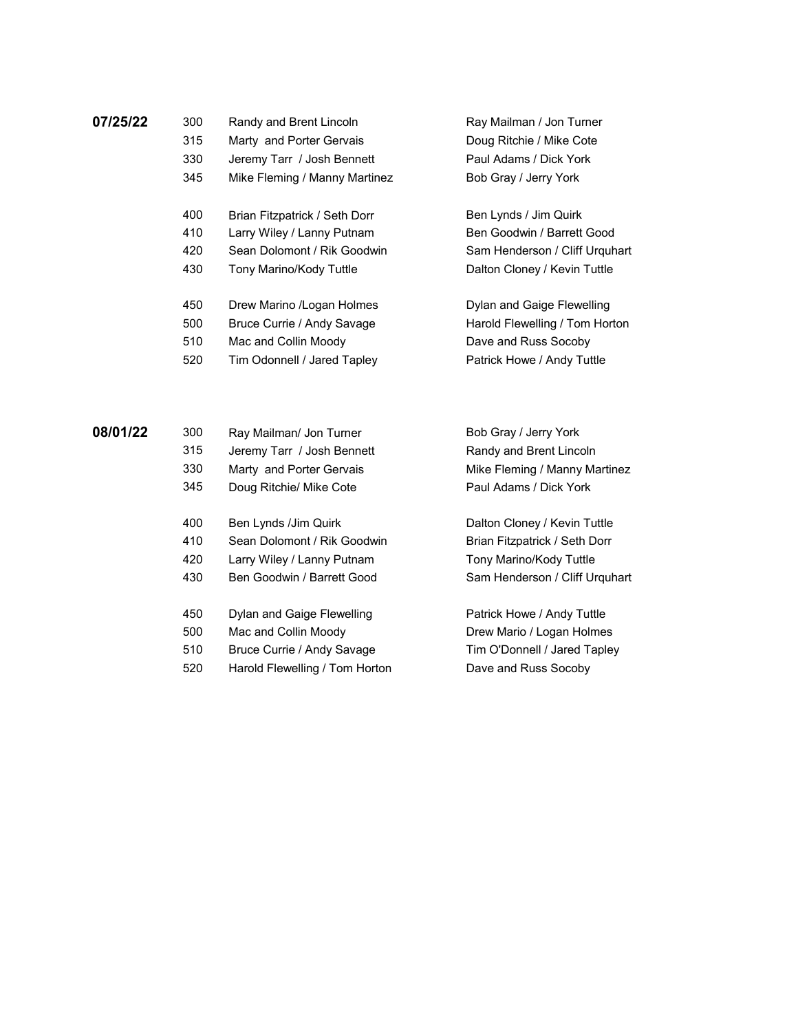| Date | Time | Team | Opponent |
|---|---|---|---|
| **07/25/22** | 300 | Randy and Brent Lincoln | Ray Mailman / Jon Turner |
| | 315 | Marty and Porter Gervais | Doug Ritchie / Mike Cote |
| | 330 | Jeremy Tarr / Josh Bennett | Paul Adams / Dick York |
| | 345 | Mike Fleming / Manny Martinez | Bob Gray / Jerry York |
| | 400 | Brian Fitzpatrick / Seth Dorr | Ben Lynds / Jim Quirk |
| | 410 | Larry Wiley / Lanny Putnam | Ben Goodwin / Barrett Good |
| | 420 | Sean Dolomont / Rik Goodwin | Sam Henderson / Cliff Urquhart |
| | 430 | Tony Marino/Kody Tuttle | Dalton Cloney / Kevin Tuttle |
| | 450 | Drew Marino /Logan Holmes | Dylan and Gaige Flewelling |
| | 500 | Bruce Currie / Andy Savage | Harold Flewelling / Tom Horton |
| | 510 | Mac and Collin Moody | Dave and Russ Socoby |
| | 520 | Tim Odonnell / Jared Tapley | Patrick Howe / Andy Tuttle |
| **08/01/22** | 300 | Ray Mailman/ Jon Turner | Bob Gray / Jerry York |
| | 315 | Jeremy Tarr / Josh Bennett | Randy and Brent Lincoln |
| | 330 | Marty and Porter Gervais | Mike Fleming / Manny Martinez |
| | 345 | Doug Ritchie/ Mike Cote | Paul Adams / Dick York |
| | 400 | Ben Lynds /Jim Quirk | Dalton Cloney / Kevin Tuttle |
| | 410 | Sean Dolomont / Rik Goodwin | Brian Fitzpatrick / Seth Dorr |
| | 420 | Larry Wiley / Lanny Putnam | Tony Marino/Kody Tuttle |
| | 430 | Ben Goodwin / Barrett Good | Sam Henderson / Cliff Urquhart |
| | 450 | Dylan and Gaige Flewelling | Patrick Howe / Andy Tuttle |
| | 500 | Mac and Collin Moody | Drew Mario / Logan Holmes |
| | 510 | Bruce Currie / Andy Savage | Tim O'Donnell / Jared Tapley |
| | 520 | Harold Flewelling / Tom Horton | Dave and Russ Socoby |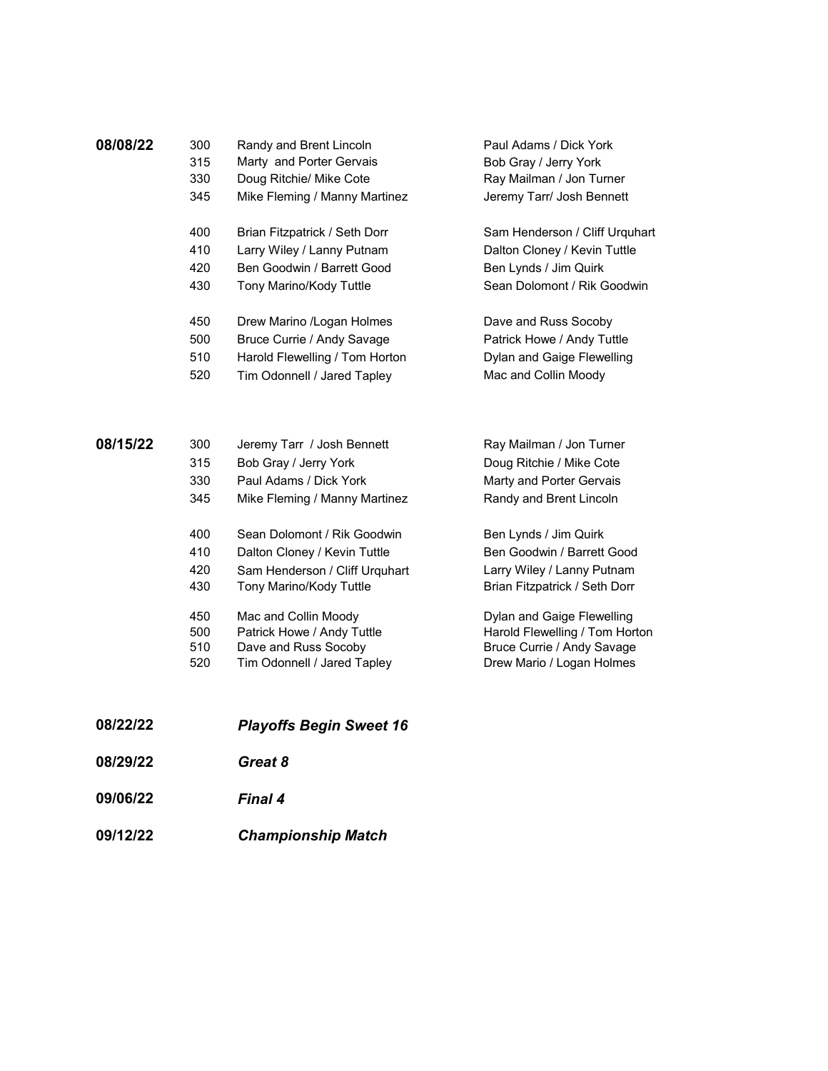| | | | |
|---|---|---|---|
| **08/08/22** | 300 | Randy and Brent Lincoln | Paul Adams / Dick York |
| | 315 | Marty and Porter Gervais | Bob Gray / Jerry York |
| | 330 | Doug Ritchie/ Mike Cote | Ray Mailman / Jon Turner |
| | 345 | Mike Fleming / Manny Martinez | Jeremy Tarr/ Josh Bennett |
| | 400 | Brian Fitzpatrick / Seth Dorr | Sam Henderson / Cliff Urquhart |
| | 410 | Larry Wiley / Lanny Putnam | Dalton Cloney / Kevin Tuttle |
| | 420 | Ben Goodwin / Barrett Good | Ben Lynds / Jim Quirk |
| | 430 | Tony Marino/Kody Tuttle | Sean Dolomont / Rik Goodwin |
| | 450 | Drew Marino /Logan Holmes | Dave and Russ Socoby |
| | 500 | Bruce Currie / Andy Savage | Patrick Howe / Andy Tuttle |
| | 510 | Harold Flewelling / Tom Horton | Dylan and Gaige Flewelling |
| | 520 | Tim Odonnell / Jared Tapley | Mac and Collin Moody |
| **08/15/22** | 300 | Jeremy Tarr / Josh Bennett | Ray Mailman / Jon Turner |
| | 315 | Bob Gray / Jerry York | Doug Ritchie / Mike Cote |
| | 330 | Paul Adams / Dick York | Marty and Porter Gervais |
| | 345 | Mike Fleming / Manny Martinez | Randy and Brent Lincoln |
| | 400 | Sean Dolomont / Rik Goodwin | Ben Lynds / Jim Quirk |
| | 410 | Dalton Cloney / Kevin Tuttle | Ben Goodwin / Barrett Good |
| | 420 | Sam Henderson / Cliff Urquhart | Larry Wiley / Lanny Putnam |
| | 430 | Tony Marino/Kody Tuttle | Brian Fitzpatrick / Seth Dorr |
| | 450 | Mac and Collin Moody | Dylan and Gaige Flewelling |
| | 500 | Patrick Howe / Andy Tuttle | Harold Flewelling / Tom Horton |
| | 510 | Dave and Russ Socoby | Bruce Currie / Andy Savage |
| | 520 | Tim Odonnell / Jared Tapley | Drew Mario / Logan Holmes |

**08/22/22** ***Playoffs Begin Sweet 16***

**08/29/22** ***Great 8***

**09/06/22** ***Final 4***

**09/12/22** ***Championship Match***